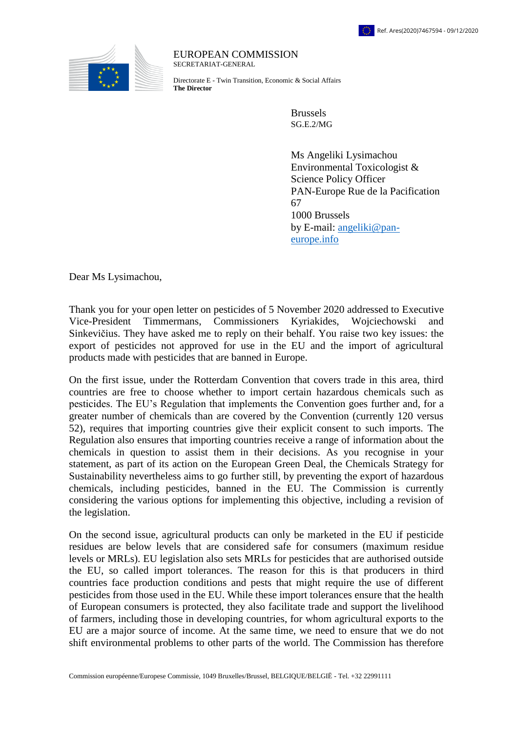Ref. Ares(2020)7467594 - 09/12/2020

EUROPEAN COMMISSION
SECRETARIAT-GENERAL

Directorate E - Twin Transition, Economic & Social Affairs
**The Director**

Brussels
SG.E.2/MG

Ms Angeliki Lysimachou
Environmental Toxicologist &
Science Policy Officer
PAN-Europe Rue de la Pacification
67
1000 Brussels
by E-mail: angeliki@pan-europe.info

Dear Ms Lysimachou,

Thank you for your open letter on pesticides of 5 November 2020 addressed to Executive Vice-President Timmermans, Commissioners Kyriakides, Wojciechowski and Sinkevičius. They have asked me to reply on their behalf. You raise two key issues: the export of pesticides not approved for use in the EU and the import of agricultural products made with pesticides that are banned in Europe.

On the first issue, under the Rotterdam Convention that covers trade in this area, third countries are free to choose whether to import certain hazardous chemicals such as pesticides. The EU's Regulation that implements the Convention goes further and, for a greater number of chemicals than are covered by the Convention (currently 120 versus 52), requires that importing countries give their explicit consent to such imports. The Regulation also ensures that importing countries receive a range of information about the chemicals in question to assist them in their decisions. As you recognise in your statement, as part of its action on the European Green Deal, the Chemicals Strategy for Sustainability nevertheless aims to go further still, by preventing the export of hazardous chemicals, including pesticides, banned in the EU. The Commission is currently considering the various options for implementing this objective, including a revision of the legislation.

On the second issue, agricultural products can only be marketed in the EU if pesticide residues are below levels that are considered safe for consumers (maximum residue levels or MRLs). EU legislation also sets MRLs for pesticides that are authorised outside the EU, so called import tolerances. The reason for this is that producers in third countries face production conditions and pests that might require the use of different pesticides from those used in the EU. While these import tolerances ensure that the health of European consumers is protected, they also facilitate trade and support the livelihood of farmers, including those in developing countries, for whom agricultural exports to the EU are a major source of income. At the same time, we need to ensure that we do not shift environmental problems to other parts of the world. The Commission has therefore

Commission européenne/Europese Commissie, 1049 Bruxelles/Brussel, BELGIQUE/BELGIË - Tel. +32 22991111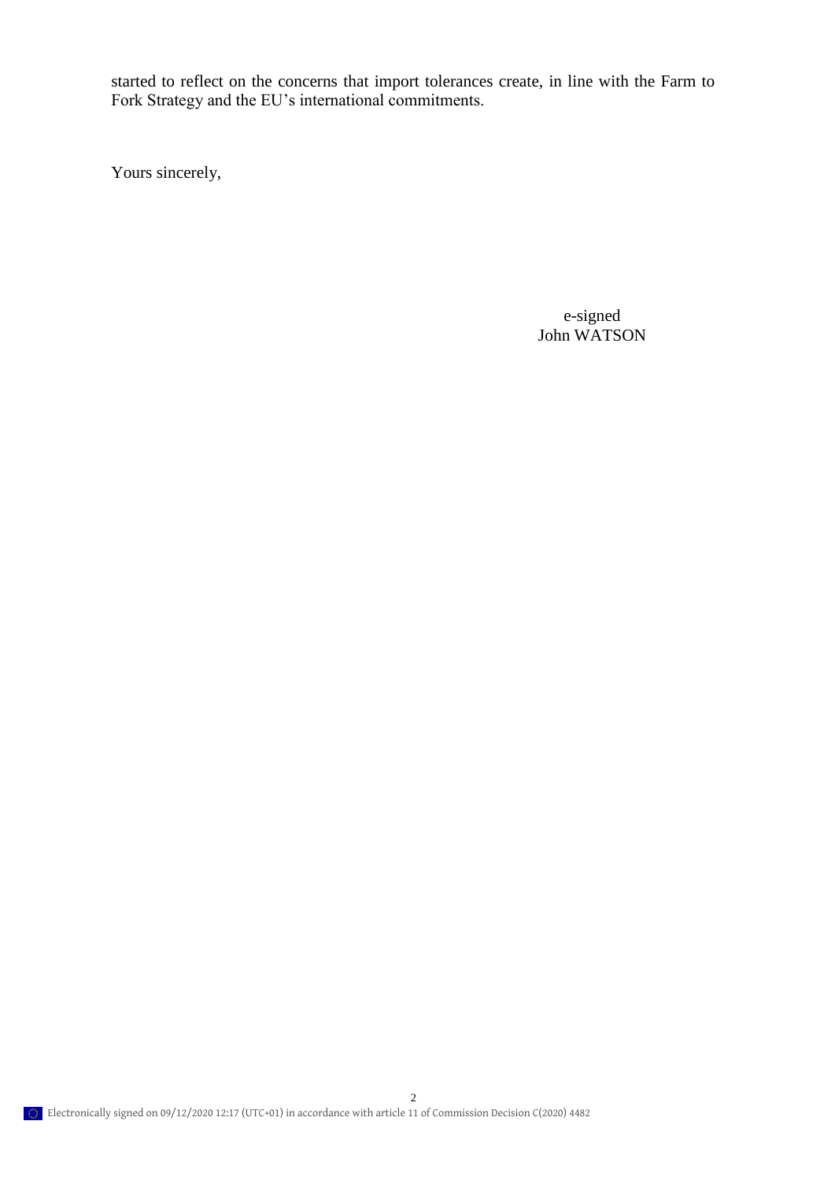started to reflect on the concerns that import tolerances create, in line with the Farm to Fork Strategy and the EU's international commitments.

Yours sincerely,

e-signed
John WATSON

Electronically signed on 09/12/2020 12:17 (UTC+01) in accordance with article 11 of Commission Decision C(2020) 4482